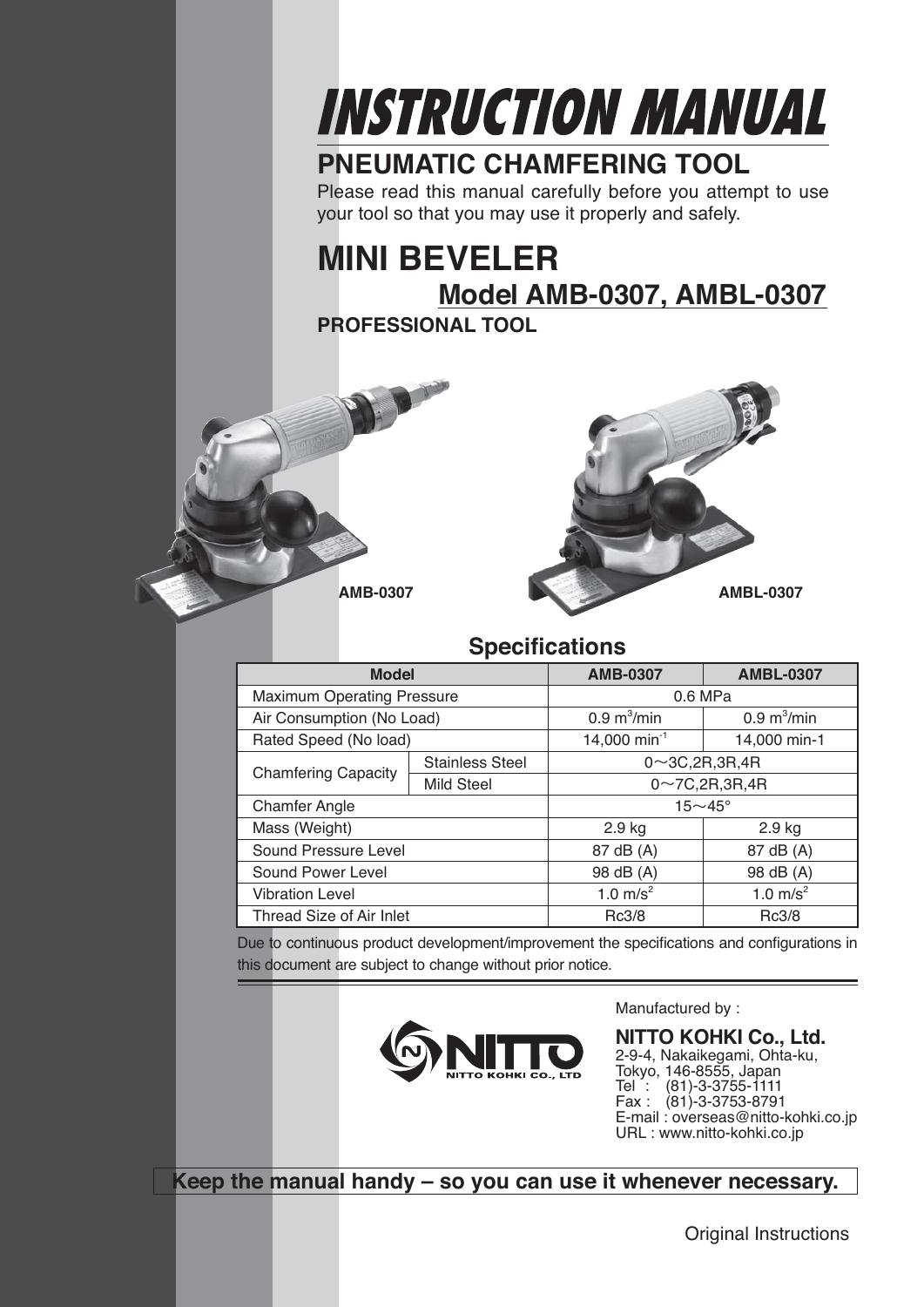# INSTRUCTION MANUAL

## PNEUMATIC CHAMFERING TOOL

Please read this manual carefully before you attempt to use your tool so that you may use it properly and safely.

# MINI BEVELER

## Model AMB-0307, AMBL-0307

**PROFESSIONAL TOOL**

AMB-0307

AMBL-0307

## Specifications

| Model | | AMB-0307 | AMBL-0307 |
|---|---|---|---|
| Maximum Operating Pressure | | 0.6 MPa | |
| Air Consumption (No Load) | | 0.9 $m^3$/min | 0.9 $m^3$/min |
| Rated Speed (No load) | | 14,000 $min^{-1}$ | 14,000 min-1 |
| Chamfering Capacity | Stainless Steel | 0～3C,2R,3R,4R | |
| | Mild Steel | 0～7C,2R,3R,4R | |
| Chamfer Angle | | 15～45° | |
| Mass (Weight) | | 2.9 kg | 2.9 kg |
| Sound Pressure Level | | 87 dB (A) | 87 dB (A) |
| Sound Power Level | | 98 dB (A) | 98 dB (A) |
| Vibration Level | | 1.0 $m/s^2$ | 1.0 $m/s^2$ |
| Thread Size of Air Inlet | | Rc3/8 | Rc3/8 |

Due to continuous product development/improvement the specifications and configurations in this document are subject to change without prior notice.

NITTO KOHKI CO., LTD

Manufactured by :

**NITTO KOHKI Co., Ltd.**
2-9-4, Nakaikegami, Ohta-ku,
Tokyo, 146-8555, Japan
Tel : (81)-3-3755-1111
Fax : (81)-3-3753-8791
E-mail : overseas@nitto-kohki.co.jp
URL : www.nitto-kohki.co.jp

**Keep the manual handy – so you can use it whenever necessary.**

Original Instructions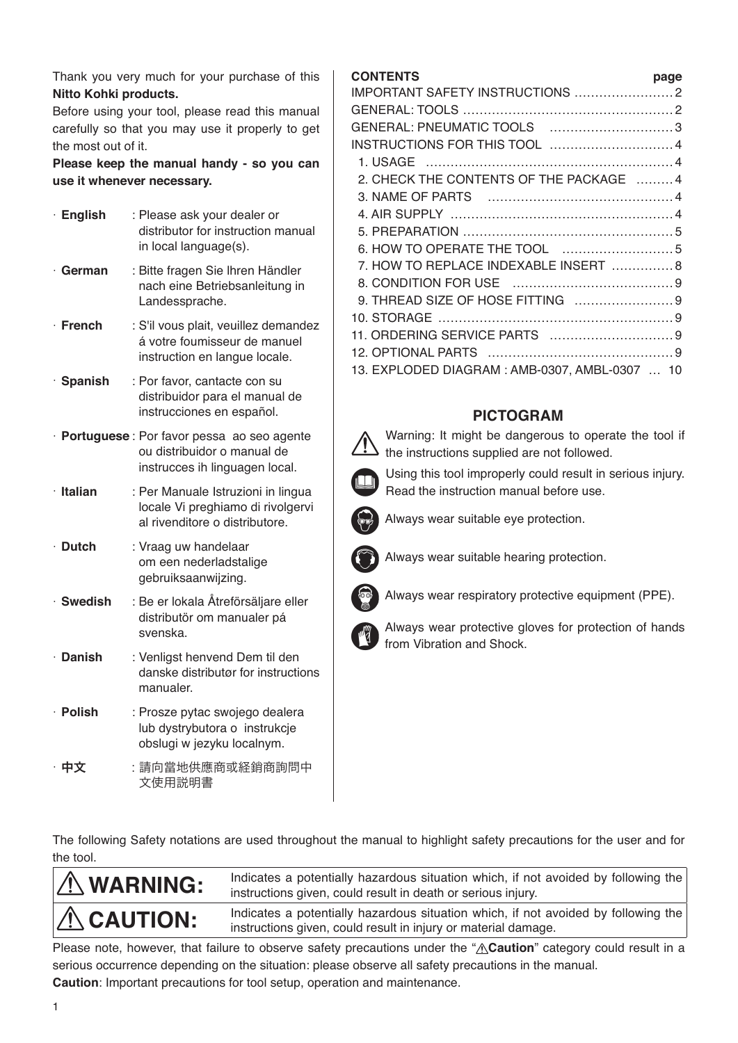Thank you very much for your purchase of this **Nitto Kohki products.**

Before using your tool, please read this manual carefully so that you may use it properly to get the most out of it.

**Please keep the manual handy - so you can use it whenever necessary.**

- · **English** : Please ask your dealer or distributor for instruction manual in local language(s).
- · **German** : Bitte fragen Sie Ihren Händler nach eine Betriebsanleitung in Landessprache.
- · **French** : S'il vous plait, veuillez demandez á votre foumisseur de manuel instruction en langue locale.
- · **Spanish** : Por favor, cantacte con su distribuidor para el manual de instrucciones en español.
- · **Portuguese** : Por favor pessa ao seo agente ou distribuidor o manual de instrucces ih linguagen local.
- · **Italian** : Per Manuale Istruzioni in lingua locale Vi preghiamo di rivolgervi al rivenditore o distributore.
- · **Dutch** : Vraag uw handelaar om een nederladstalige gebruiksaanwijzing.
- · **Swedish** : Be er lokala Åtreförsäljare eller distributör om manualer pá svenska.
- · **Danish** : Venligst henvend Dem til den danske distributør for instructions manualer.
- · **Polish** : Prosze pytac swojego dealera lub dystrybutora o instrukcje obslugi w jezyku localnym.
- · **中文** : 請向當地供應商或経銷商詢問中文使用説明書

**CONTENTS** **page**

| | |
|---|---|
| IMPORTANT SAFETY INSTRUCTIONS | 2 |
| GENERAL: TOOLS | 2 |
| GENERAL: PNEUMATIC TOOLS | 3 |
| INSTRUCTIONS FOR THIS TOOL | 4 |
| 1. USAGE | 4 |
| 2. CHECK THE CONTENTS OF THE PACKAGE | 4 |
| 3. NAME OF PARTS | 4 |
| 4. AIR SUPPLY | 4 |
| 5. PREPARATION | 5 |
| 6. HOW TO OPERATE THE TOOL | 5 |
| 7. HOW TO REPLACE INDEXABLE INSERT | 8 |
| 8. CONDITION FOR USE | 9 |
| 9. THREAD SIZE OF HOSE FITTING | 9 |
| 10. STORAGE | 9 |
| 11. ORDERING SERVICE PARTS | 9 |
| 12. OPTIONAL PARTS | 9 |
| 13. EXPLODED DIAGRAM : AMB-0307, AMBL-0307 | 10 |

## PICTOGRAM

Warning: It might be dangerous to operate the tool if the instructions supplied are not followed.

Using this tool improperly could result in serious injury. Read the instruction manual before use.

Always wear suitable eye protection.

Always wear suitable hearing protection.

Always wear respiratory protective equipment (PPE).

Always wear protective gloves for protection of hands from Vibration and Shock.

The following Safety notations are used throughout the manual to highlight safety precautions for the user and for the tool.

| | |
|---|---|
| ⚠ **WARNING:** | Indicates a potentially hazardous situation which, if not avoided by following the instructions given, could result in death or serious injury. |
| ⚠ **CAUTION:** | Indicates a potentially hazardous situation which, if not avoided by following the instructions given, could result in injury or material damage. |

Please note, however, that failure to observe safety precautions under the "⚠**Caution**" category could result in a serious occurrence depending on the situation: please observe all safety precautions in the manual.

**Caution**: Important precautions for tool setup, operation and maintenance.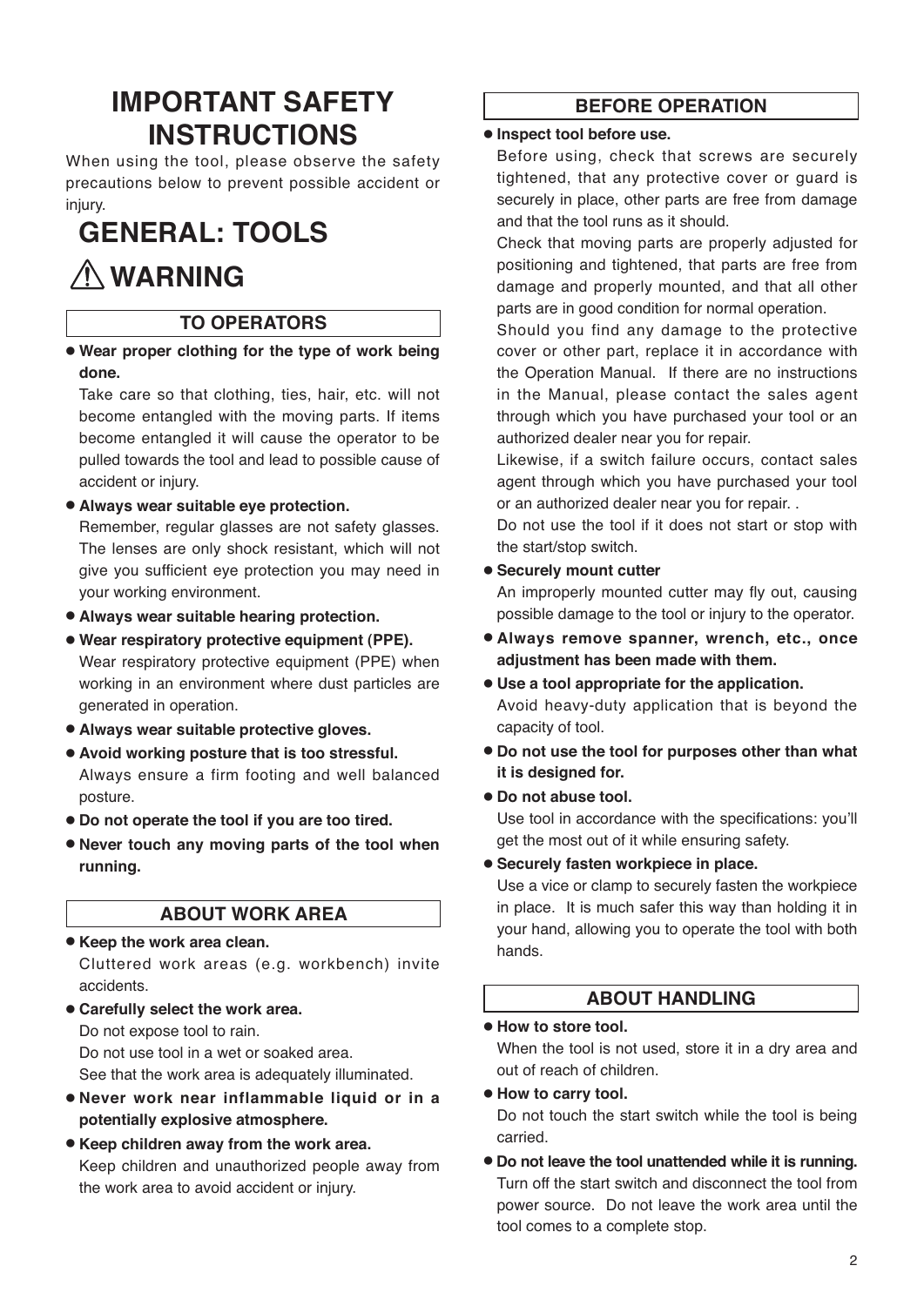# IMPORTANT SAFETY INSTRUCTIONS

When using the tool, please observe the safety precautions below to prevent possible accident or injury.

# GENERAL: TOOLS

## ⚠ WARNING

### TO OPERATORS

- **Wear proper clothing for the type of work being done.**
  Take care so that clothing, ties, hair, etc. will not become entangled with the moving parts. If items become entangled it will cause the operator to be pulled towards the tool and lead to possible cause of accident or injury.
- **Always wear suitable eye protection.**
  Remember, regular glasses are not safety glasses. The lenses are only shock resistant, which will not give you sufficient eye protection you may need in your working environment.
- **Always wear suitable hearing protection.**
- **Wear respiratory protective equipment (PPE).**
  Wear respiratory protective equipment (PPE) when working in an environment where dust particles are generated in operation.
- **Always wear suitable protective gloves.**
- **Avoid working posture that is too stressful.**
  Always ensure a firm footing and well balanced posture.
- **Do not operate the tool if you are too tired.**
- **Never touch any moving parts of the tool when running.**

### ABOUT WORK AREA

- **Keep the work area clean.**
  Cluttered work areas (e.g. workbench) invite accidents.
- **Carefully select the work area.**
  Do not expose tool to rain.
  Do not use tool in a wet or soaked area.
  See that the work area is adequately illuminated.
- **Never work near inflammable liquid or in a potentially explosive atmosphere.**
- **Keep children away from the work area.**
  Keep children and unauthorized people away from the work area to avoid accident or injury.

### BEFORE OPERATION

- **Inspect tool before use.**
  Before using, check that screws are securely tightened, that any protective cover or guard is securely in place, other parts are free from damage and that the tool runs as it should.
  Check that moving parts are properly adjusted for positioning and tightened, that parts are free from damage and properly mounted, and that all other parts are in good condition for normal operation.
  Should you find any damage to the protective cover or other part, replace it in accordance with the Operation Manual. If there are no instructions in the Manual, please contact the sales agent through which you have purchased your tool or an authorized dealer near you for repair.
  Likewise, if a switch failure occurs, contact sales agent through which you have purchased your tool or an authorized dealer near you for repair. .
  Do not use the tool if it does not start or stop with the start/stop switch.
- **Securely mount cutter**
  An improperly mounted cutter may fly out, causing possible damage to the tool or injury to the operator.
- **Always remove spanner, wrench, etc., once adjustment has been made with them.**
- **Use a tool appropriate for the application.**
  Avoid heavy-duty application that is beyond the capacity of tool.
- **Do not use the tool for purposes other than what it is designed for.**
- **Do not abuse tool.**
  Use tool in accordance with the specifications: you'll get the most out of it while ensuring safety.
- **Securely fasten workpiece in place.**
  Use a vice or clamp to securely fasten the workpiece in place. It is much safer this way than holding it in your hand, allowing you to operate the tool with both hands.

### ABOUT HANDLING

- **How to store tool.**
  When the tool is not used, store it in a dry area and out of reach of children.
- **How to carry tool.**
  Do not touch the start switch while the tool is being carried.
- **Do not leave the tool unattended while it is running.**
  Turn off the start switch and disconnect the tool from power source. Do not leave the work area until the tool comes to a complete stop.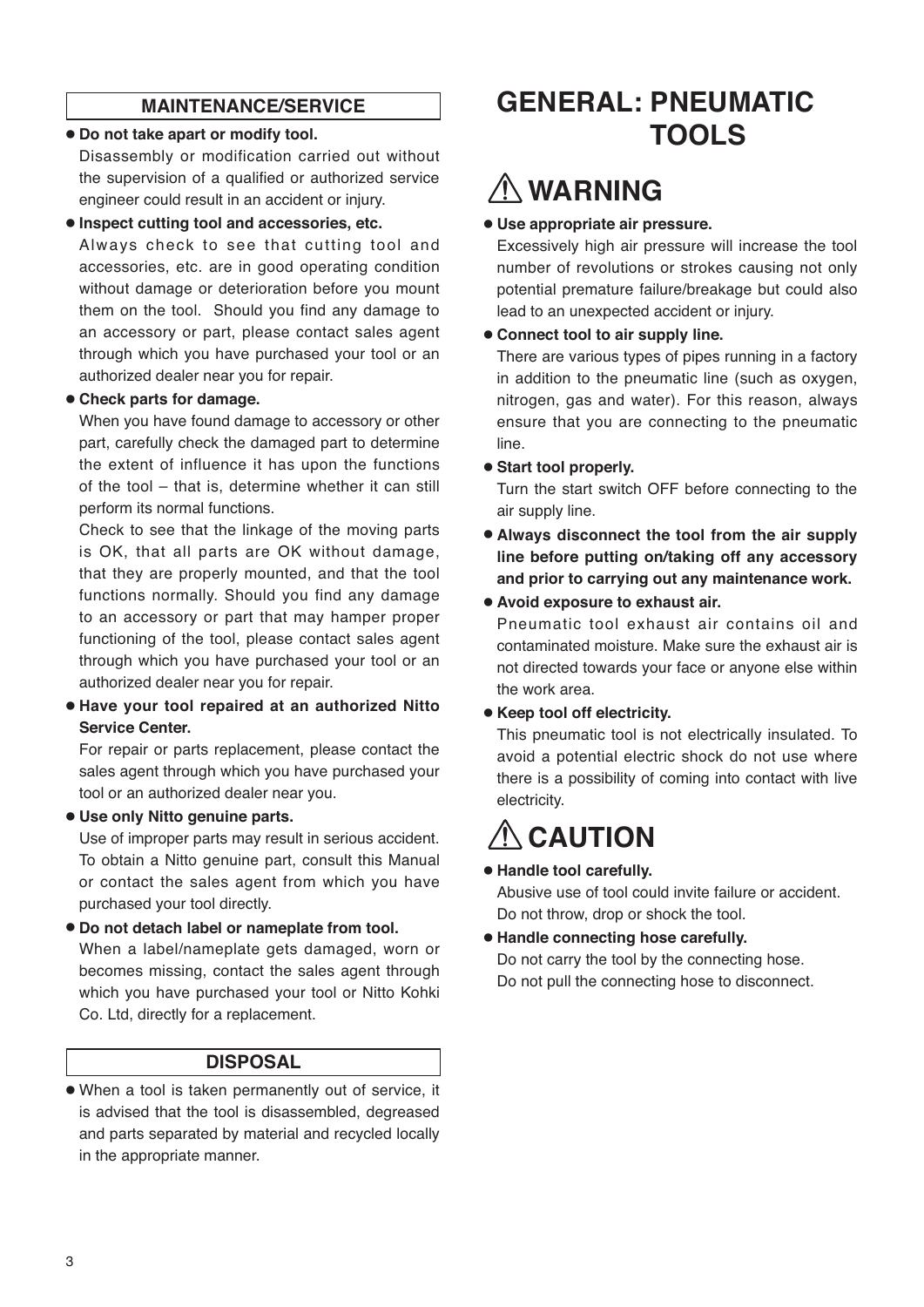## MAINTENANCE/SERVICE

- **Do not take apart or modify tool.**
  Disassembly or modification carried out without the supervision of a qualified or authorized service engineer could result in an accident or injury.
- **Inspect cutting tool and accessories, etc.**
  Always check to see that cutting tool and accessories, etc. are in good operating condition without damage or deterioration before you mount them on the tool. Should you find any damage to an accessory or part, please contact sales agent through which you have purchased your tool or an authorized dealer near you for repair.
- **Check parts for damage.**
  When you have found damage to accessory or other part, carefully check the damaged part to determine the extent of influence it has upon the functions of the tool – that is, determine whether it can still perform its normal functions.
  Check to see that the linkage of the moving parts is OK, that all parts are OK without damage, that they are properly mounted, and that the tool functions normally. Should you find any damage to an accessory or part that may hamper proper functioning of the tool, please contact sales agent through which you have purchased your tool or an authorized dealer near you for repair.
- **Have your tool repaired at an authorized Nitto Service Center.**
  For repair or parts replacement, please contact the sales agent through which you have purchased your tool or an authorized dealer near you.
- **Use only Nitto genuine parts.**
  Use of improper parts may result in serious accident. To obtain a Nitto genuine part, consult this Manual or contact the sales agent from which you have purchased your tool directly.
- **Do not detach label or nameplate from tool.**
  When a label/nameplate gets damaged, worn or becomes missing, contact the sales agent through which you have purchased your tool or Nitto Kohki Co. Ltd, directly for a replacement.

## DISPOSAL

- When a tool is taken permanently out of service, it is advised that the tool is disassembled, degreased and parts separated by material and recycled locally in the appropriate manner.

# GENERAL: PNEUMATIC TOOLS

## ⚠ WARNING

- **Use appropriate air pressure.**
  Excessively high air pressure will increase the tool number of revolutions or strokes causing not only potential premature failure/breakage but could also lead to an unexpected accident or injury.
- **Connect tool to air supply line.**
  There are various types of pipes running in a factory in addition to the pneumatic line (such as oxygen, nitrogen, gas and water). For this reason, always ensure that you are connecting to the pneumatic line.
- **Start tool properly.**
  Turn the start switch OFF before connecting to the air supply line.
- **Always disconnect the tool from the air supply line before putting on/taking off any accessory and prior to carrying out any maintenance work.**
- **Avoid exposure to exhaust air.**
  Pneumatic tool exhaust air contains oil and contaminated moisture. Make sure the exhaust air is not directed towards your face or anyone else within the work area.
- **Keep tool off electricity.**
  This pneumatic tool is not electrically insulated. To avoid a potential electric shock do not use where there is a possibility of coming into contact with live electricity.

## ⚠ CAUTION

- **Handle tool carefully.**
  Abusive use of tool could invite failure or accident.
  Do not throw, drop or shock the tool.
- **Handle connecting hose carefully.**
  Do not carry the tool by the connecting hose.
  Do not pull the connecting hose to disconnect.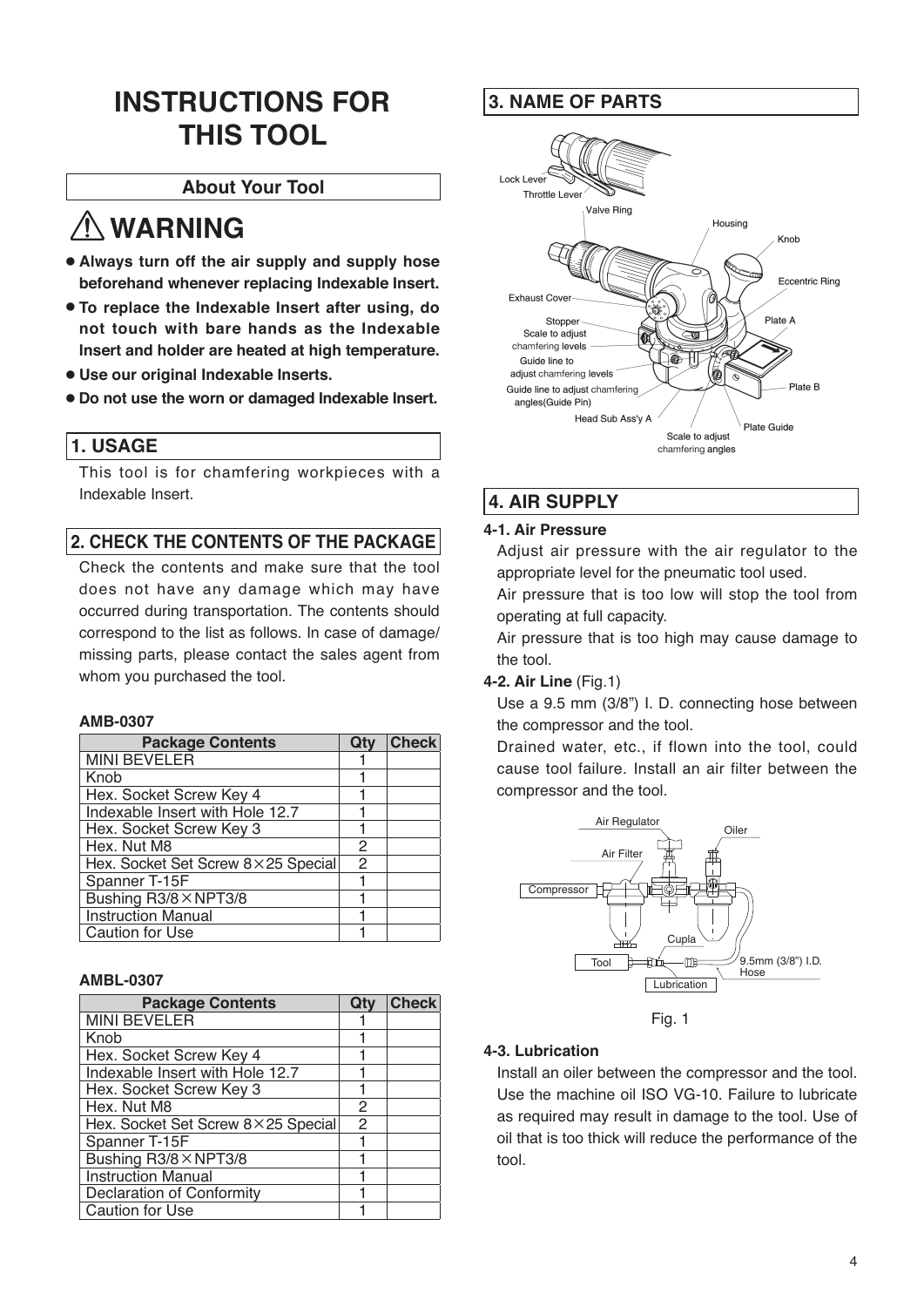# INSTRUCTIONS FOR THIS TOOL

## About Your Tool

## ⚠ WARNING

- **Always turn off the air supply and supply hose beforehand whenever replacing Indexable Insert.**
- **To replace the Indexable Insert after using, do not touch with bare hands as the Indexable Insert and holder are heated at high temperature.**
- **Use our original Indexable Inserts.**
- **Do not use the worn or damaged Indexable Insert.**

## 1. USAGE

This tool is for chamfering workpieces with a Indexable Insert.

## 2. CHECK THE CONTENTS OF THE PACKAGE

Check the contents and make sure that the tool does not have any damage which may have occurred during transportation. The contents should correspond to the list as follows. In case of damage/ missing parts, please contact the sales agent from whom you purchased the tool.

**AMB-0307**

| Package Contents | Qty | Check |
|---|---|---|
| MINI BEVELER | 1 | |
| Knob | 1 | |
| Hex. Socket Screw Key 4 | 1 | |
| Indexable Insert with Hole 12.7 | 1 | |
| Hex. Socket Screw Key 3 | 1 | |
| Hex. Nut M8 | 2 | |
| Hex. Socket Set Screw 8×25 Special | 2 | |
| Spanner T-15F | 1 | |
| Bushing R3/8×NPT3/8 | 1 | |
| Instruction Manual | 1 | |
| Caution for Use | 1 | |

**AMBL-0307**

| Package Contents | Qty | Check |
|---|---|---|
| MINI BEVELER | 1 | |
| Knob | 1 | |
| Hex. Socket Screw Key 4 | 1 | |
| Indexable Insert with Hole 12.7 | 1 | |
| Hex. Socket Screw Key 3 | 1 | |
| Hex. Nut M8 | 2 | |
| Hex. Socket Set Screw 8×25 Special | 2 | |
| Spanner T-15F | 1 | |
| Bushing R3/8×NPT3/8 | 1 | |
| Instruction Manual | 1 | |
| Declaration of Conformity | 1 | |
| Caution for Use | 1 | |

## 3. NAME OF PARTS

Lock Lever, Throttle Lever, Valve Ring, Housing, Knob, Eccentric Ring, Exhaust Cover, Stopper, Scale to adjust chamfering levels, Guide line to adjust chamfering levels, Plate A, Guide line to adjust chamfering angles(Guide Pin), Plate B, Head Sub Ass'y A, Plate Guide, Scale to adjust chamfering angles

## 4. AIR SUPPLY

**4-1. Air Pressure**

Adjust air pressure with the air regulator to the appropriate level for the pneumatic tool used.

Air pressure that is too low will stop the tool from operating at full capacity.

Air pressure that is too high may cause damage to the tool.

**4-2. Air Line** (Fig.1)

Use a 9.5 mm (3/8") I. D. connecting hose between the compressor and the tool.

Drained water, etc., if flown into the tool, could cause tool failure. Install an air filter between the compressor and the tool.

Air Regulator, Oiler, Air Filter, Compressor, Cupla, Tool, 9.5mm (3/8") I.D. Hose, Lubrication

Fig. 1

**4-3. Lubrication**

Install an oiler between the compressor and the tool. Use the machine oil ISO VG-10. Failure to lubricate as required may result in damage to the tool. Use of oil that is too thick will reduce the performance of the tool.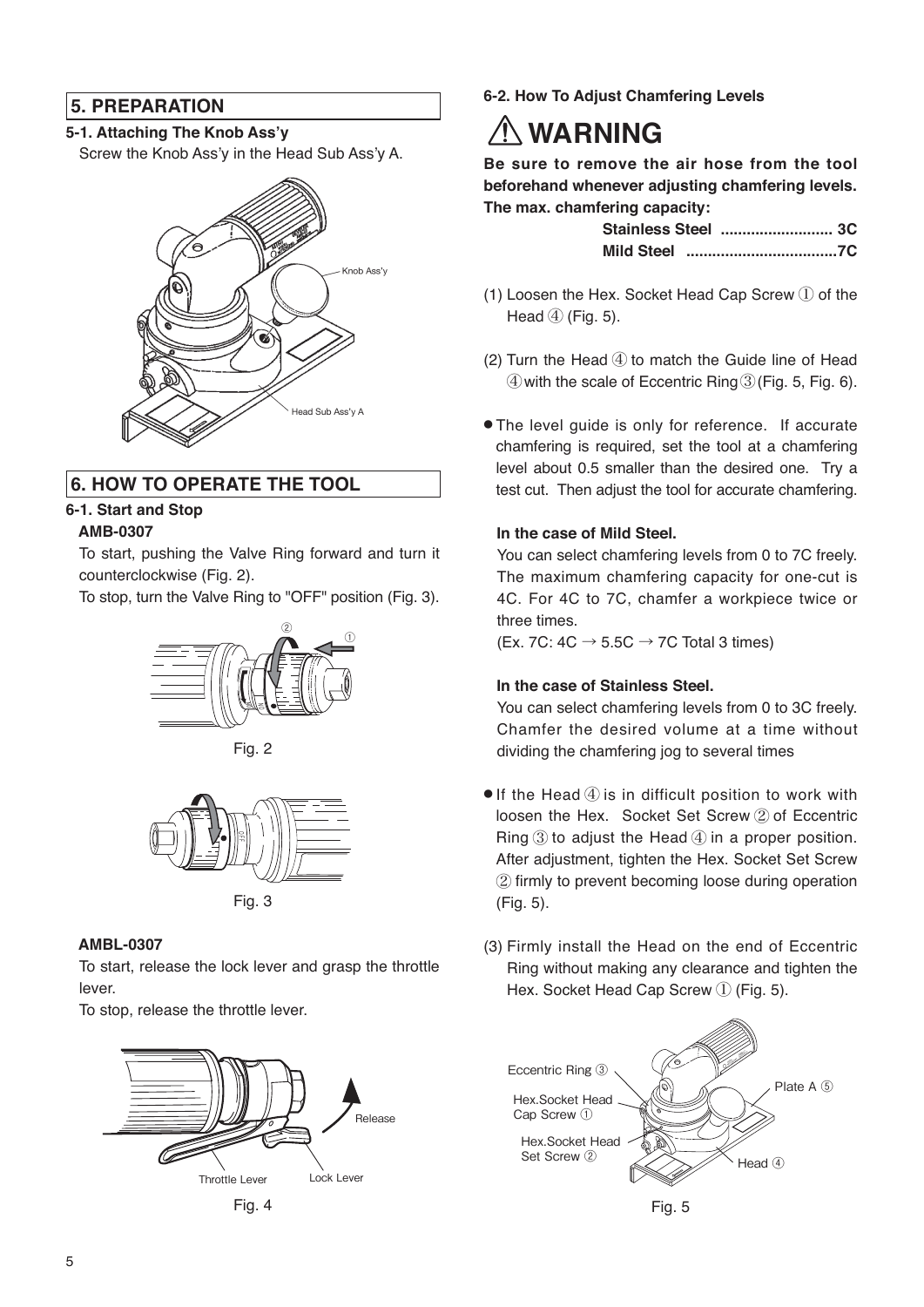## 5. PREPARATION

### 5-1. Attaching The Knob Ass'y

Screw the Knob Ass'y in the Head Sub Ass'y A.

Knob Ass'y

Head Sub Ass'y A

## 6. HOW TO OPERATE THE TOOL

### 6-1. Start and Stop

**AMB-0307**

To start, pushing the Valve Ring forward and turn it counterclockwise (Fig. 2).

To stop, turn the Valve Ring to "OFF" position (Fig. 3).

Fig. 2

Fig. 3

**AMBL-0307**

To start, release the lock lever and grasp the throttle lever.

To stop, release the throttle lever.

Release

Throttle Lever　Lock Lever

Fig. 4

### 6-2. How To Adjust Chamfering Levels

# ⚠ WARNING

**Be sure to remove the air hose from the tool beforehand whenever adjusting chamfering levels.**
**The max. chamfering capacity:**

**Stainless Steel .......................... 3C**
**Mild Steel ..................................7C**

(1) Loosen the Hex. Socket Head Cap Screw ① of the Head ④ (Fig. 5).

(2) Turn the Head ④ to match the Guide line of Head ④ with the scale of Eccentric Ring ③ (Fig. 5, Fig. 6).

- The level guide is only for reference. If accurate chamfering is required, set the tool at a chamfering level about 0.5 smaller than the desired one. Try a test cut. Then adjust the tool for accurate chamfering.

**In the case of Mild Steel.**

You can select chamfering levels from 0 to 7C freely. The maximum chamfering capacity for one-cut is 4C. For 4C to 7C, chamfer a workpiece twice or three times.

(Ex. 7C: 4C → 5.5C → 7C Total 3 times)

**In the case of Stainless Steel.**

You can select chamfering levels from 0 to 3C freely. Chamfer the desired volume at a time without dividing the chamfering jog to several times

- If the Head ④ is in difficult position to work with loosen the Hex. Socket Set Screw ② of Eccentric Ring ③ to adjust the Head ④ in a proper position. After adjustment, tighten the Hex. Socket Set Screw ② firmly to prevent becoming loose during operation (Fig. 5).

(3) Firmly install the Head on the end of Eccentric Ring without making any clearance and tighten the Hex. Socket Head Cap Screw ① (Fig. 5).

Eccentric Ring ③

Hex.Socket Head Cap Screw ①

Hex.Socket Head Set Screw ②

Plate A ⑤

Head ④

Fig. 5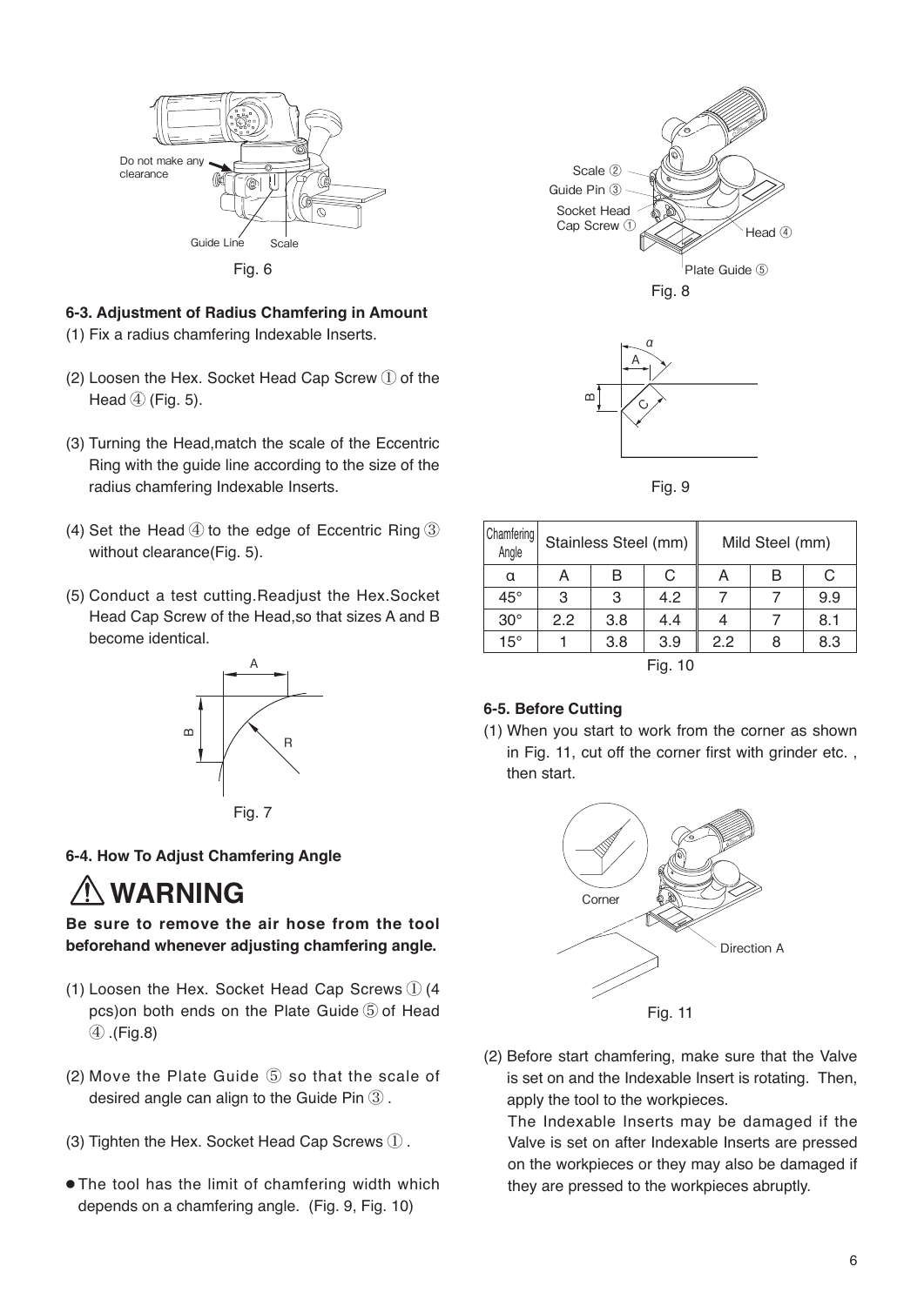Fig. 6

### 6-3. Adjustment of Radius Chamfering in Amount

(1) Fix a radius chamfering Indexable Inserts.

(2) Loosen the Hex. Socket Head Cap Screw ① of the Head ④ (Fig. 5).

(3) Turning the Head,match the scale of the Eccentric Ring with the guide line according to the size of the radius chamfering Indexable Inserts.

(4) Set the Head ④ to the edge of Eccentric Ring ③ without clearance(Fig. 5).

(5) Conduct a test cutting.Readjust the Hex.Socket Head Cap Screw of the Head,so that sizes A and B become identical.

Fig. 7

### 6-4. How To Adjust Chamfering Angle

## ⚠ WARNING

**Be sure to remove the air hose from the tool beforehand whenever adjusting chamfering angle.**

(1) Loosen the Hex. Socket Head Cap Screws ① (4 pcs)on both ends on the Plate Guide ⑤ of Head ④ .(Fig.8)

(2) Move the Plate Guide ⑤ so that the scale of desired angle can align to the Guide Pin ③ .

(3) Tighten the Hex. Socket Head Cap Screws ① .

- The tool has the limit of chamfering width which depends on a chamfering angle. (Fig. 9, Fig. 10)

Fig. 8

Fig. 9

| Chamfering Angle | Stainless Steel (mm) | | | Mild Steel (mm) | | |
|---|---|---|---|---|---|---|
| α | A | B | C | A | B | C |
| 45° | 3 | 3 | 4.2 | 7 | 7 | 9.9 |
| 30° | 2.2 | 3.8 | 4.4 | 4 | 7 | 8.1 |
| 15° | 1 | 3.8 | 3.9 | 2.2 | 8 | 8.3 |

Fig. 10

### 6-5. Before Cutting

(1) When you start to work from the corner as shown in Fig. 11, cut off the corner first with grinder etc. , then start.

Fig. 11

(2) Before start chamfering, make sure that the Valve is set on and the Indexable Insert is rotating. Then, apply the tool to the workpieces.
The Indexable Inserts may be damaged if the Valve is set on after Indexable Inserts are pressed on the workpieces or they may also be damaged if they are pressed to the workpieces abruptly.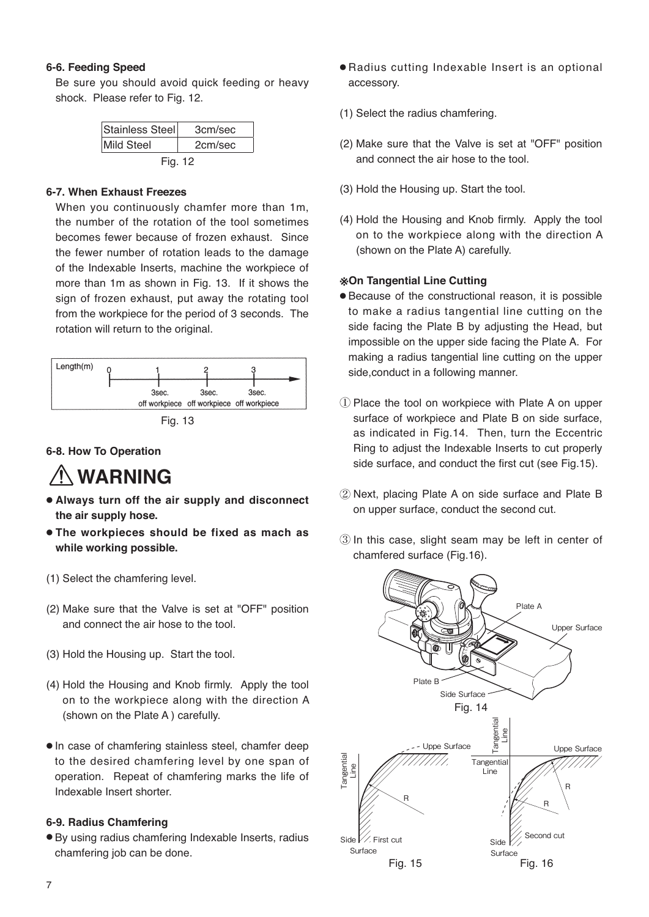### 6-6. Feeding Speed

Be sure you should avoid quick feeding or heavy shock. Please refer to Fig. 12.

| Stainless Steel | 3cm/sec |
|---|---|
| Mild Steel | 2cm/sec |

Fig. 12

### 6-7. When Exhaust Freezes

When you continuously chamfer more than 1m, the number of the rotation of the tool sometimes becomes fewer because of frozen exhaust. Since the fewer number of rotation leads to the damage of the Indexable Inserts, machine the workpiece of more than 1m as shown in Fig. 13. If it shows the sign of frozen exhaust, put away the rotating tool from the workpiece for the period of 3 seconds. The rotation will return to the original.

Length(m) 0 1 2 3
3sec. off workpiece 3sec. off workpiece 3sec. off workpiece

Fig. 13

### 6-8. How To Operation

## ⚠ WARNING

- **Always turn off the air supply and disconnect the air supply hose.**
- **The workpieces should be fixed as mach as while working possible.**

(1) Select the chamfering level.

(2) Make sure that the Valve is set at "OFF" position and connect the air hose to the tool.

(3) Hold the Housing up. Start the tool.

(4) Hold the Housing and Knob firmly. Apply the tool on to the workpiece along with the direction A (shown on the Plate A ) carefully.

- In case of chamfering stainless steel, chamfer deep to the desired chamfering level by one span of operation. Repeat of chamfering marks the life of Indexable Insert shorter.

### 6-9. Radius Chamfering

- By using radius chamfering Indexable Inserts, radius chamfering job can be done.
- Radius cutting Indexable Insert is an optional accessory.

(1) Select the radius chamfering.

(2) Make sure that the Valve is set at "OFF" position and connect the air hose to the tool.

(3) Hold the Housing up. Start the tool.

(4) Hold the Housing and Knob firmly. Apply the tool on to the workpiece along with the direction A (shown on the Plate A) carefully.

**※On Tangential Line Cutting**

- Because of the constructional reason, it is possible to make a radius tangential line cutting on the side facing the Plate B by adjusting the Head, but impossible on the upper side facing the Plate A. For making a radius tangential line cutting on the upper side,conduct in a following manner.

① Place the tool on workpiece with Plate A on upper surface of workpiece and Plate B on side surface, as indicated in Fig.14. Then, turn the Eccentric Ring to adjust the Indexable Inserts to cut properly side surface, and conduct the first cut (see Fig.15).

② Next, placing Plate A on side surface and Plate B on upper surface, conduct the second cut.

③ In this case, slight seam may be left in center of chamfered surface (Fig.16).

Plate A, Upper Surface, Plate B, Side Surface

Fig. 14

Tangential Line, Uppe Surface, R, Side Surface, First cut

Fig. 15

Tangential Line, Uppe Surface, R, Side Surface, Second cut

Fig. 16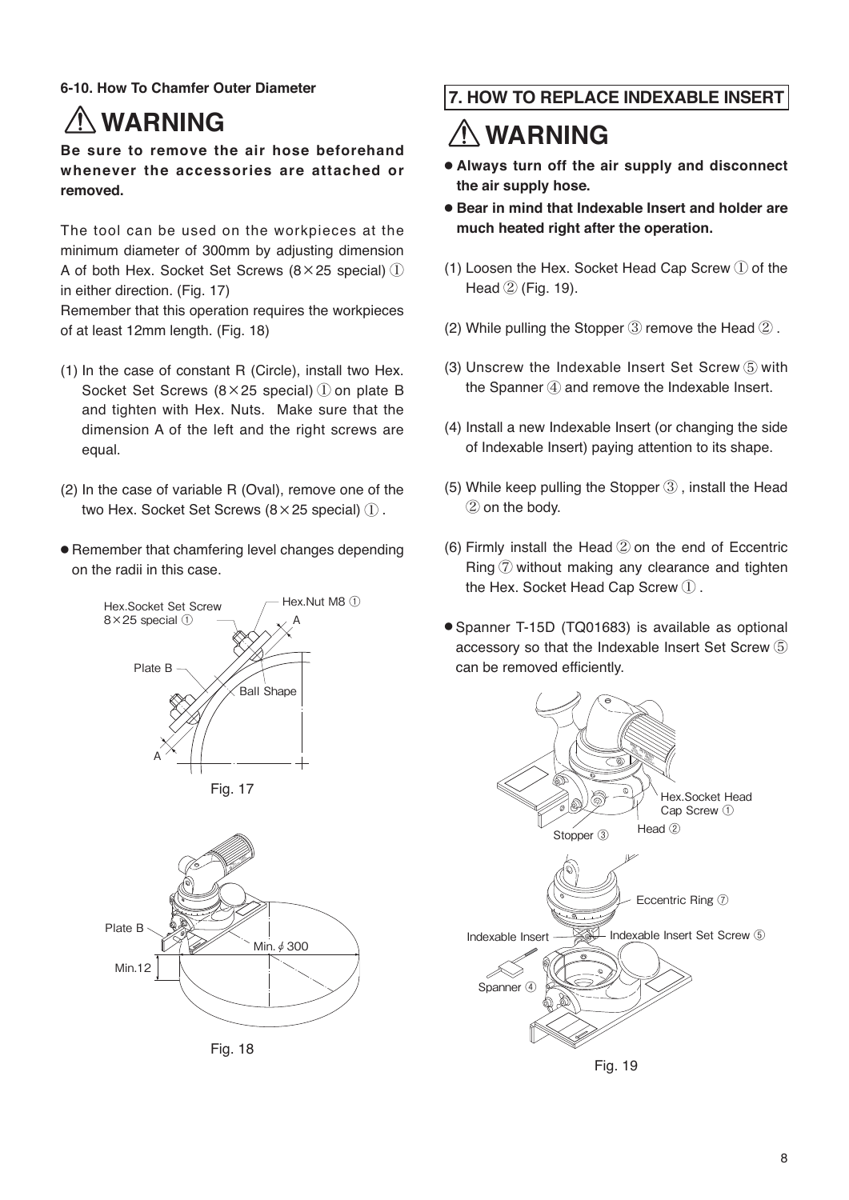### 6-10. How To Chamfer Outer Diameter

## ⚠ WARNING

**Be sure to remove the air hose beforehand whenever the accessories are attached or removed.**

The tool can be used on the workpieces at the minimum diameter of 300mm by adjusting dimension A of both Hex. Socket Set Screws (8×25 special) ① in either direction. (Fig. 17)
Remember that this operation requires the workpieces of at least 12mm length. (Fig. 18)

(1) In the case of constant R (Circle), install two Hex. Socket Set Screws (8×25 special) ① on plate B and tighten with Hex. Nuts. Make sure that the dimension A of the left and the right screws are equal.

(2) In the case of variable R (Oval), remove one of the two Hex. Socket Set Screws (8×25 special) ①.

- Remember that chamfering level changes depending on the radii in this case.

Hex.Socket Set Screw 8×25 special ①
Hex.Nut M8 ①
A
Plate B
Ball Shape
A

Fig. 17

Plate B
Min. ϕ 300
Min.12

Fig. 18

## 7. HOW TO REPLACE INDEXABLE INSERT

## ⚠ WARNING

- **Always turn off the air supply and disconnect the air supply hose.**
- **Bear in mind that Indexable Insert and holder are much heated right after the operation.**

(1) Loosen the Hex. Socket Head Cap Screw ① of the Head ② (Fig. 19).

(2) While pulling the Stopper ③ remove the Head ②.

(3) Unscrew the Indexable Insert Set Screw ⑤ with the Spanner ④ and remove the Indexable Insert.

(4) Install a new Indexable Insert (or changing the side of Indexable Insert) paying attention to its shape.

(5) While keep pulling the Stopper ③, install the Head ② on the body.

(6) Firmly install the Head ② on the end of Eccentric Ring ⑦ without making any clearance and tighten the Hex. Socket Head Cap Screw ①.

- Spanner T-15D (TQ01683) is available as optional accessory so that the Indexable Insert Set Screw ⑤ can be removed efficiently.

Hex.Socket Head Cap Screw ①
Head ②
Stopper ③
Eccentric Ring ⑦
Indexable Insert
Indexable Insert Set Screw ⑤
Spanner ④

Fig. 19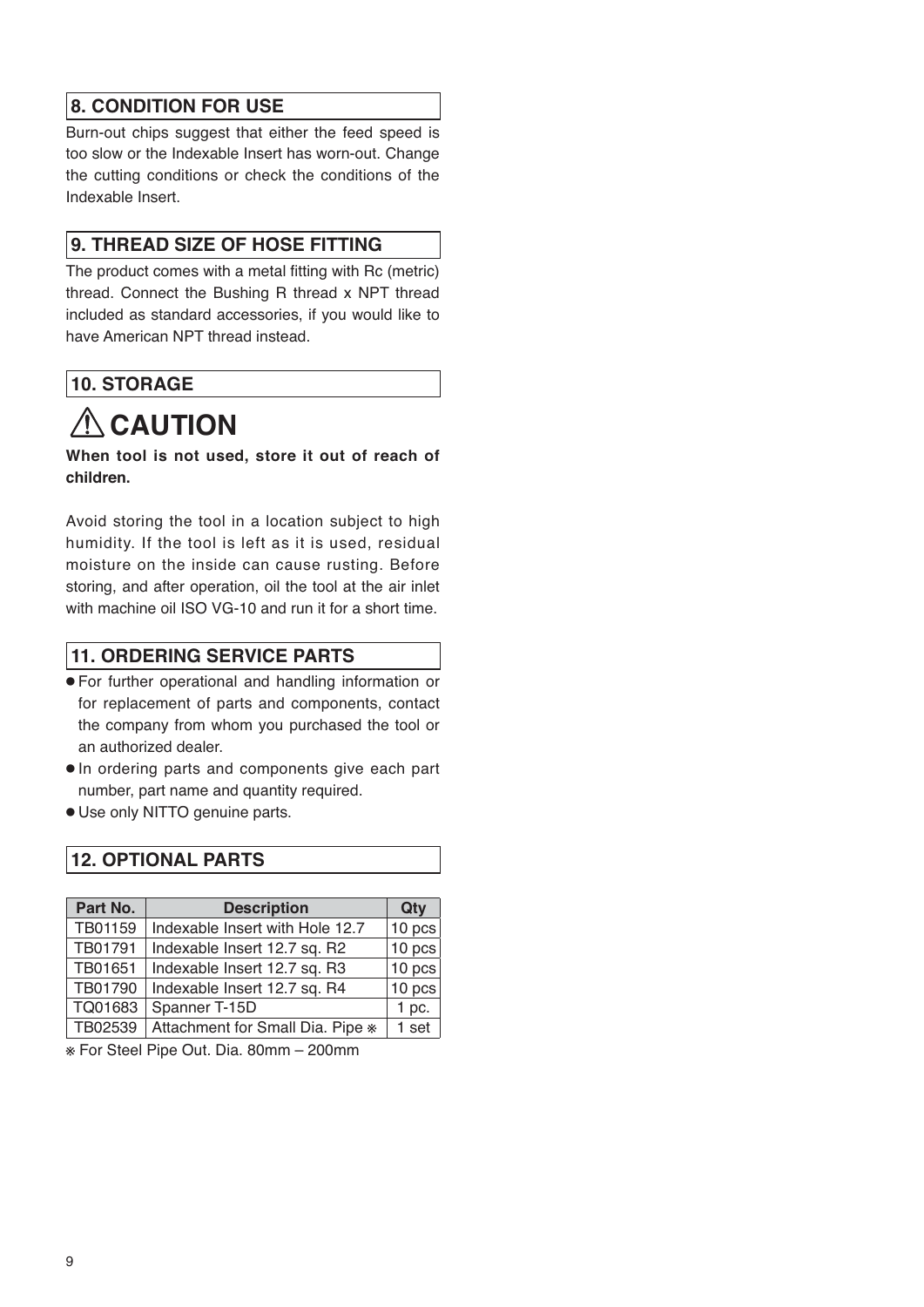## 8. CONDITION FOR USE

Burn-out chips suggest that either the feed speed is too slow or the Indexable Insert has worn-out. Change the cutting conditions or check the conditions of the Indexable Insert.

## 9. THREAD SIZE OF HOSE FITTING

The product comes with a metal fitting with Rc (metric) thread. Connect the Bushing R thread x NPT thread included as standard accessories, if you would like to have American NPT thread instead.

## 10. STORAGE

### ⚠ CAUTION

**When tool is not used, store it out of reach of children.**

Avoid storing the tool in a location subject to high humidity. If the tool is left as it is used, residual moisture on the inside can cause rusting. Before storing, and after operation, oil the tool at the air inlet with machine oil ISO VG-10 and run it for a short time.

## 11. ORDERING SERVICE PARTS

- For further operational and handling information or for replacement of parts and components, contact the company from whom you purchased the tool or an authorized dealer.
- In ordering parts and components give each part number, part name and quantity required.
- Use only NITTO genuine parts.

## 12. OPTIONAL PARTS

| Part No. | Description | Qty |
|---|---|---|
| TB01159 | Indexable Insert with Hole 12.7 | 10 pcs |
| TB01791 | Indexable Insert 12.7 sq. R2 | 10 pcs |
| TB01651 | Indexable Insert 12.7 sq. R3 | 10 pcs |
| TB01790 | Indexable Insert 12.7 sq. R4 | 10 pcs |
| TQ01683 | Spanner T-15D | 1 pc. |
| TB02539 | Attachment for Small Dia. Pipe ※ | 1 set |

※ For Steel Pipe Out. Dia. 80mm – 200mm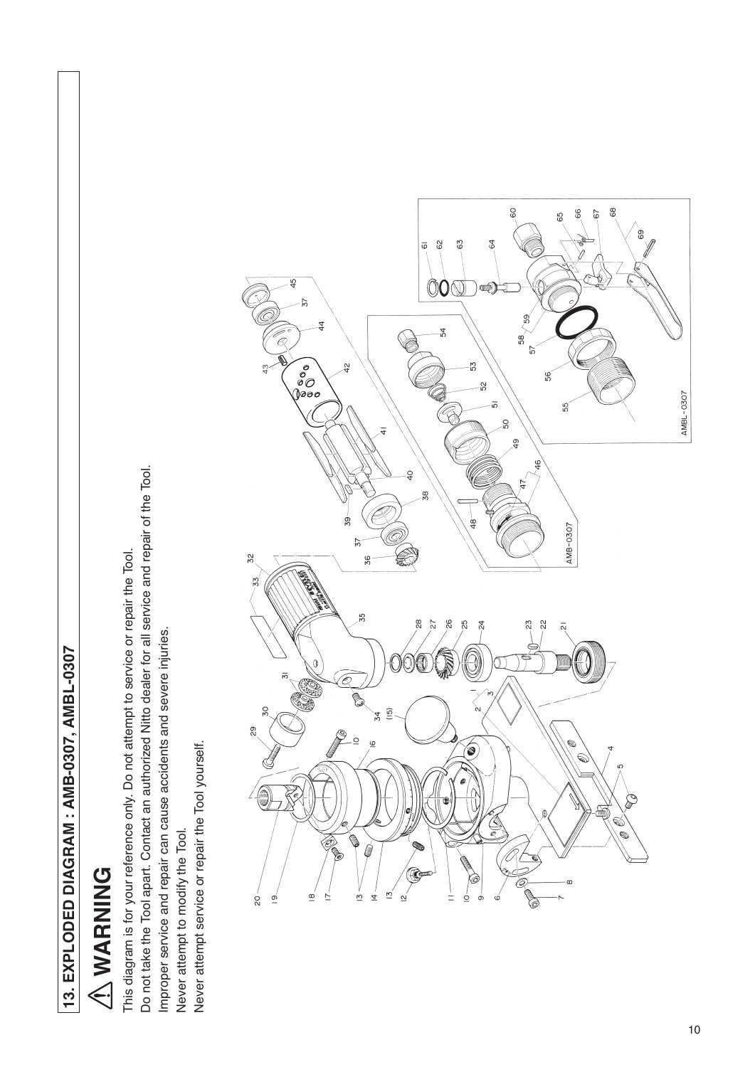## 13. EXPLODED DIAGRAM : AMB-0307, AMBL-0307

### ⚠ WARNING

This diagram is for your reference only. Do not attempt to service or repair the Tool.
Do not take the Tool apart. Contact an authorized Nitto dealer for all service and repair of the Tool.
Improper service and repair can cause accidents and severe injuries.
Never attempt to modify the Tool.
Never attempt service or repair the Tool yourself.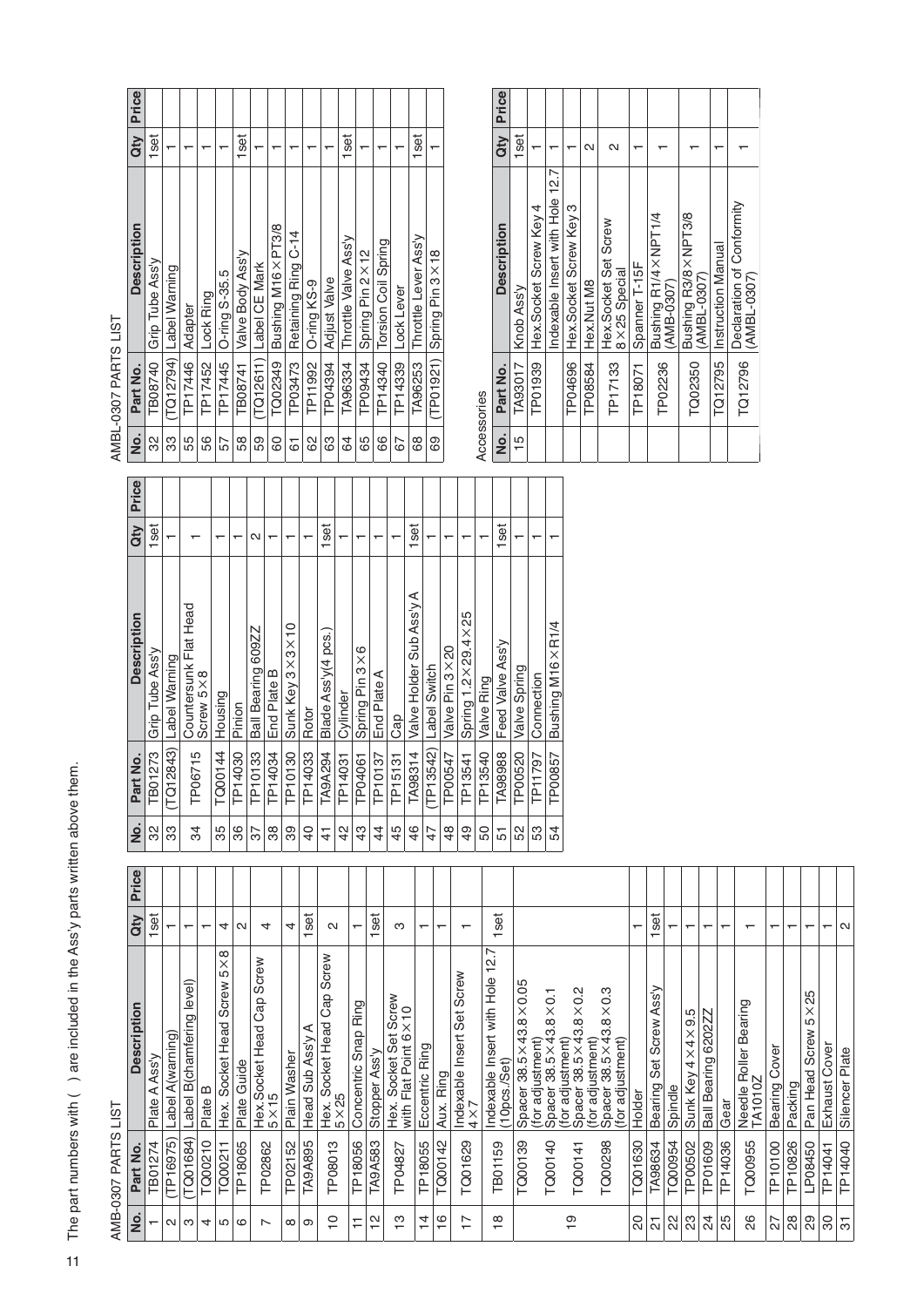The part numbers with ( ) are included in the Ass'y parts written above them.

AMB-0307 PARTS LIST

| No. | Part No. | Description | Qty | Price |
|---|---|---|---|---|
| 1 | TB01274 | Plate A Ass'y | 1set | |
| 2 | (TP16975) | Label A(warning) | 1 | |
| 3 | (TQ01684) | Label B(chamfering level) | 1 | |
| 4 | TQ00210 | Plate B | 1 | |
| 5 | TQ00211 | Hex. Socket Head Screw 5×8 | 4 | |
| 6 | TP18065 | Plate Guide | 2 | |
| 7 | TP02862 | Hex.Socket Head Cap Screw 5×15 | 4 | |
| 8 | TP02152 | Plain Washer | 4 | |
| 9 | TA9A895 | Head Sub Ass'y A | 1set | |
| 10 | TP08013 | Hex. Socket Head Cap Screw 5×25 | 2 | |
| 11 | TP18056 | Concentric Snap Ring | 1 | |
| 12 | TA9A583 | Stopper Ass'y | 1set | |
| 13 | TP04827 | Hex. Socket Set Screw with Flat Point 6×10 | 3 | |
| 14 | TP18055 | Eccentric Ring | 1 | |
| 16 | TQ00142 | Aux. Ring | 1 | |
| 17 | TQ01629 | Indexable Insert Set Screw 4×7 | 1 | |
| 18 | TB01159 | Indexable Insert with Hole 12.7 (10pcs./Set) | 1set | |
| 19 | TQ00139 | Spacer 38.5×43.8×0.05 (for adjustment) | | |
| | TQ00140 | Spacer 38.5×43.8×0.1 (for adjustment) | | |
| | TQ00141 | Spacer 38.5×43.8×0.2 (for adjustment) | | |
| | TQ00298 | Spacer 38.5×43.8×0.3 (for adjustment) | | |
| 20 | TQ01630 | Holder | 1 | |
| 21 | TA98634 | Bearing Set Screw Ass'y | 1set | |
| 22 | TQ00954 | Spindle | 1 | |
| 23 | TP00502 | Sunk Key 4×4×9.5 | 1 | |
| 24 | TP01609 | Ball Bearing 6202ZZ | 1 | |
| 25 | TP14036 | Gear | 1 | |
| 26 | TQ00955 | Needle Roller Bearing TA1010Z | 1 | |
| 27 | TP10100 | Bearing Cover | 1 | |
| 28 | TP10826 | Packing | 1 | |
| 29 | LP08450 | Pan Head Screw 5×25 | 1 | |
| 30 | TP14041 | Exhaust Cover | 1 | |
| 31 | TP14040 | Silencer Plate | 2 | |
| 32 | TB01273 | Grip Tube Ass'y | 1set | |
| 33 | (TQ12843) | Label Warning | 1 | |
| 34 | TP06715 | Countersunk Flat Head Screw 5×8 | 1 | |
| 35 | TQ00144 | Housing | 1 | |
| 36 | TP14030 | Pinion | 1 | |
| 37 | TP10133 | Ball Bearing 609ZZ | 2 | |
| 38 | TP14034 | End Plate B | 1 | |
| 39 | TP10130 | Sunk Key 3×3×10 | 1 | |
| 40 | TP14033 | Rotor | 1 | |
| 41 | TA9A294 | Blade Ass'y(4 pcs.) | 1set | |
| 42 | TP14031 | Cylinder | 1 | |
| 43 | TP04061 | Spring Pin 3×6 | 1 | |
| 44 | TP10137 | End Plate A | 1 | |
| 45 | TP15131 | Cap | 1 | |
| 46 | TA98314 | Valve Holder Sub Ass'y A | 1set | |
| 47 | (TP13542) | Label Switch | 1 | |
| 48 | TP00547 | Valve Pin 3×20 | 1 | |
| 49 | TP13541 | Spring 1.2×29.4×25 | 1 | |
| 50 | TP13540 | Valve Ring | 1 | |
| 51 | TA98988 | Feed Valve Ass'y | 1set | |
| 52 | TP00520 | Valve Spring | 1 | |
| 53 | TP11797 | Connection | 1 | |
| 54 | TP00857 | Bushing M16×R1/4 | 1 | |

AMBL-0307 PARTS LIST

| No. | Part No. | Description | Qty | Price |
|---|---|---|---|---|
| 32 | TB08740 | Grip Tube Ass'y | 1set | |
| 33 | (TQ12794) | Label Warning | 1 | |
| 55 | TP17446 | Adapter | 1 | |
| 56 | TP17452 | Lock Ring | 1 | |
| 57 | TP17445 | O-ring S-35.5 | 1 | |
| 58 | TB08741 | Valve Body Ass'y | 1set | |
| 59 | (TQ12611) | Label CE Mark | 1 | |
| 60 | TQ02349 | Bushing M16×PT3/8 | 1 | |
| 61 | TP03473 | Retaining Ring C-14 | 1 | |
| 62 | TP11992 | O-ring KS-9 | 1 | |
| 63 | TP04394 | Adjust Valve | 1 | |
| 64 | TA96334 | Throttle Valve Ass'y | 1set | |
| 65 | TP09434 | Spring Pin 2×12 | 1 | |
| 66 | TP14340 | Torsion Coil Spring | 1 | |
| 67 | TP14339 | Lock Lever | 1 | |
| 68 | TA96253 | Throttle Lever Ass'y | 1set | |
| 69 | (TP01921) | Spring Pin 3×18 | 1 | |

Accessories

| No. | Part No. | Description | Qty | Price |
|---|---|---|---|---|
| 15 | TA93017 | Knob Ass'y | 1set | |
| | TP01939 | Hex.Socket Screw Key 4 | 1 | |
| | | Indexable Insert with Hole 12.7 | 1 | |
| | TP04696 | Hex.Socket Screw Key 3 | 1 | |
| | TP08584 | Hex.Nut M8 | 2 | |
| | TP17133 | Hex.Socket Set Screw 8×25 Special | 2 | |
| | TP18071 | Spanner T-15F | 1 | |
| | TP02236 | Bushing R1/4×NPT1/4 (AMB-0307) | 1 | |
| | TQ02350 | Bushing R3/8×NPT3/8 (AMBL-0307) | 1 | |
| | TQ12795 | Instruction Manual | 1 | |
| | TQ12796 | Declaration of Conformity (AMBL-0307) | 1 | |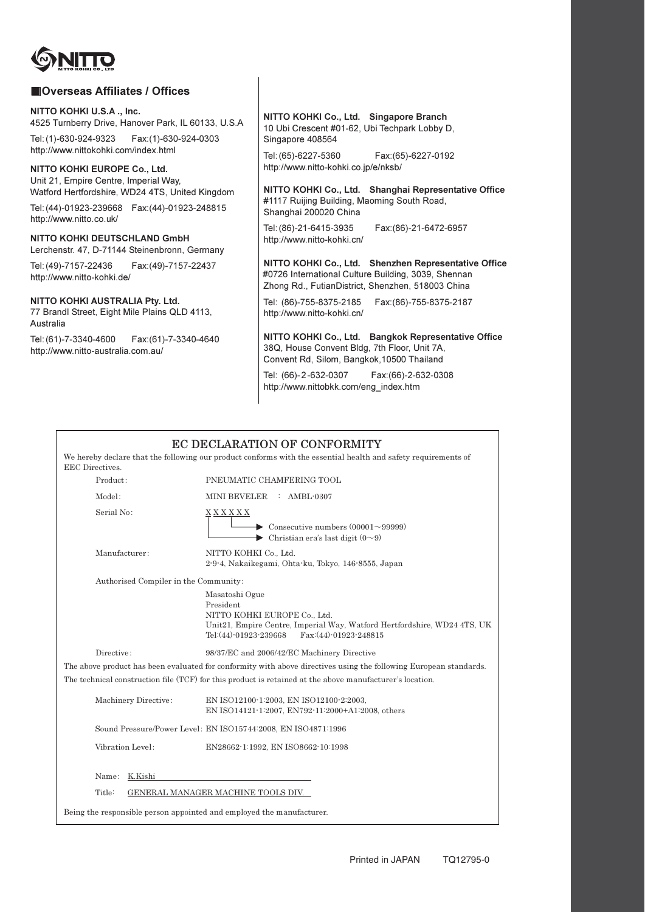NITTO KOHKI CO., LTD

## ■Overseas Affiliates / Offices

**NITTO KOHKI U.S.A ., Inc.**
4525 Turnberry Drive, Hanover Park, IL 60133, U.S.A

Tel: (1)-630-924-9323　Fax:(1)-630-924-0303
http://www.nittokohki.com/index.html

**NITTO KOHKI EUROPE Co., Ltd.**
Unit 21, Empire Centre, Imperial Way,
Watford Hertfordshire, WD24 4TS, United Kingdom

Tel: (44)-01923-239668　Fax:(44)-01923-248815
http://www.nitto.co.uk/

**NITTO KOHKI DEUTSCHLAND GmbH**
Lerchenstr. 47, D-71144 Steinenbronn, Germany

Tel: (49)-7157-22436　Fax:(49)-7157-22437
http://www.nitto-kohki.de/

**NITTO KOHKI AUSTRALIA Pty. Ltd.**
77 Brandl Street, Eight Mile Plains QLD 4113, Australia

Tel: (61)-7-3340-4600　Fax:(61)-7-3340-4640
http://www.nitto-australia.com.au/

**NITTO KOHKI Co., Ltd.　Singapore Branch**
10 Ubi Crescent #01-62, Ubi Techpark Lobby D,
Singapore 408564

Tel: (65)-6227-5360　Fax:(65)-6227-0192
http://www.nitto-kohki.co.jp/e/nksb/

**NITTO KOHKI Co., Ltd.　Shanghai Representative Office**
#1117 Ruijing Building, Maoming South Road,
Shanghai 200020 China

Tel: (86)-21-6415-3935　Fax:(86)-21-6472-6957
http://www.nitto-kohki.cn/

**NITTO KOHKI Co., Ltd.　Shenzhen Representative Office**
#0726 International Culture Building, 3039, Shennan
Zhong Rd., FutianDistrict, Shenzhen, 518003 China

Tel: (86)-755-8375-2185　Fax:(86)-755-8375-2187
http://www.nitto-kohki.cn/

**NITTO KOHKI Co., Ltd.　Bangkok Representative Office**
38Q, House Convent Bldg, 7th Floor, Unit 7A,
Convent Rd, Silom, Bangkok,10500 Thailand

Tel: (66)-2-632-0307　Fax:(66)-2-632-0308
http://www.nittobkk.com/eng_index.htm

## EC DECLARATION OF CONFORMITY

We hereby declare that the following our product conforms with the essential health and safety requirements of EEC Directives.

| | |
|---|---|
| Product: | PNEUMATIC CHAMFERING TOOL |
| Model: | MINI BEVELER　:　AMBL-0307 |
| Serial No: | X X X X X X<br>→ Consecutive numbers (00001～99999)<br>→ Christian era's last digit (0～9) |
| Manufacturer: | NITTO KOHKI Co., Ltd.<br>2-9-4, Nakaikegami, Ohta-ku, Tokyo, 146-8555, Japan |
| Authorised Compiler in the Community: | Masatoshi Ogue<br>President<br>NITTO KOHKI EUROPE Co., Ltd.<br>Unit21, Empire Centre, Imperial Way, Watford Hertfordshire, WD24 4TS, UK<br>Tel:(44)-01923-239668　Fax:(44)-01923-248815 |
| Directive: | 98/37/EC and 2006/42/EC Machinery Directive |

The above product has been evaluated for conformity with above directives using the following European standards.
The technical construction file (TCF) for this product is retained at the above manufacturer's location.

| | |
|---|---|
| Machinery Directive: | EN ISO12100-1:2003, EN ISO12100-2:2003,<br>EN ISO14121-1:2007, EN792-11:2000+A1:2008, others |
| Sound Pressure/Power Level: | EN ISO15744:2008, EN ISO4871:1996 |
| Vibration Level: | EN28662-1:1992, EN ISO8662-10:1998 |

Name: K.Kishi

Title: GENERAL MANAGER MACHINE TOOLS DIV.

Being the responsible person appointed and employed the manufacturer.

Printed in JAPAN　TQ12795-0